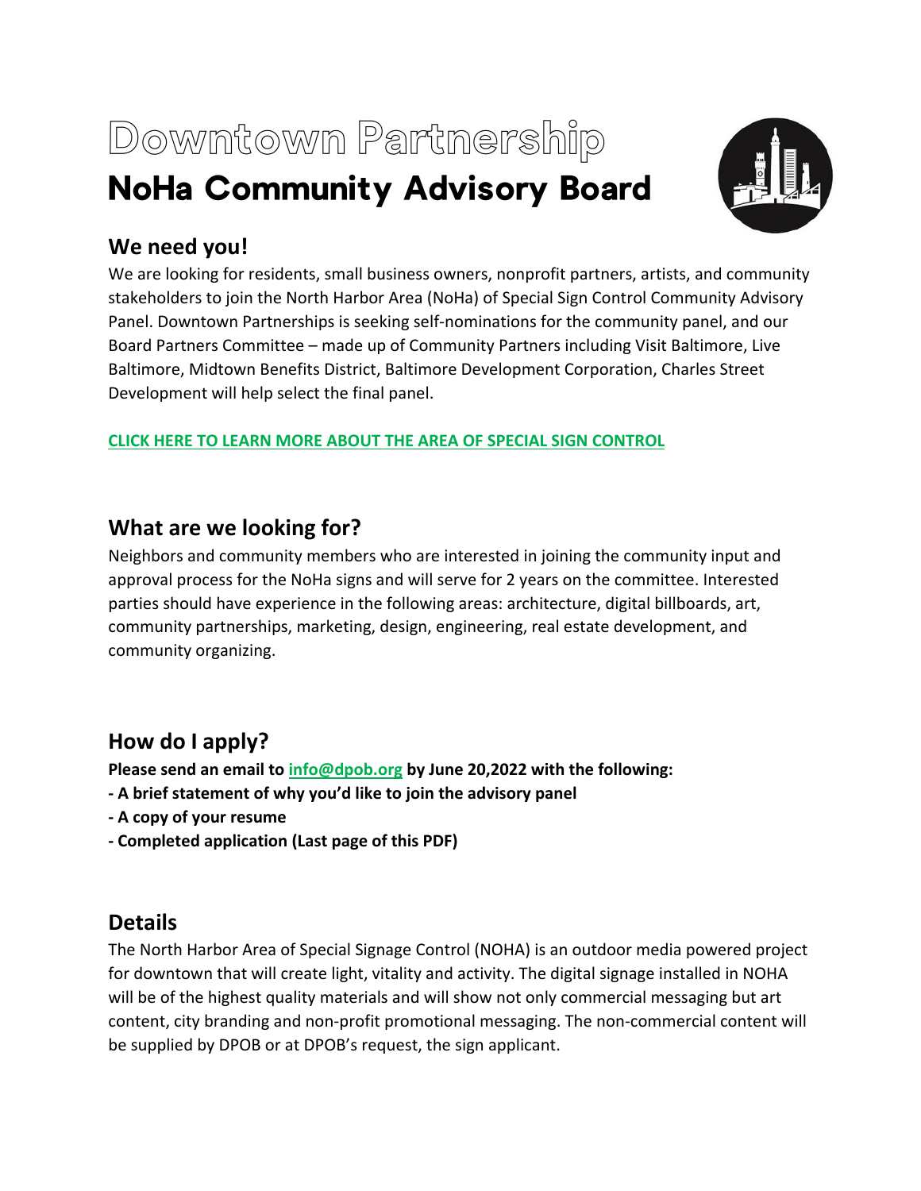# Downtown Partnership

# NoHa Community Advisory Board

## We need you!

We are looking for residents, small business owners, nonprofit partners, artists, and community stakeholders to join the North Harbor Area (NoHa) of Special Sign Control Community Advisory Panel. Downtown Partnerships is seeking self-nominations for the community panel, and our Board Partners Committee – made up of Community Partners including Visit Baltimore, Live Baltimore, Midtown Benefits District, Baltimore Development Corporation, Charles Street Development will help select the final panel.

**CLICK HERE TO LEARN MORE ABOUT THE AREA OF SPECIAL SIGN CONTROL**

## What are we looking for?

Neighbors and community members who are interested in joining the community input and approval process for the NoHa signs and will serve for 2 years on the committee. Interested parties should have experience in the following areas: architecture, digital billboards, art, community partnerships, marketing, design, engineering, real estate development, and community organizing.

## How do I apply?

**Please send an email to info@dpob.org by June 20,2022 with the following:**

**- A brief statement of why you'd like to join the advisory panel**

**- A copy of your resume**

**- Completed application (Last page of this PDF)**

## Details

The North Harbor Area of Special Signage Control (NOHA) is an outdoor media powered project for downtown that will create light, vitality and activity. The digital signage installed in NOHA will be of the highest quality materials and will show not only commercial messaging but art content, city branding and non-profit promotional messaging. The non-commercial content will be supplied by DPOB or at DPOB's request, the sign applicant.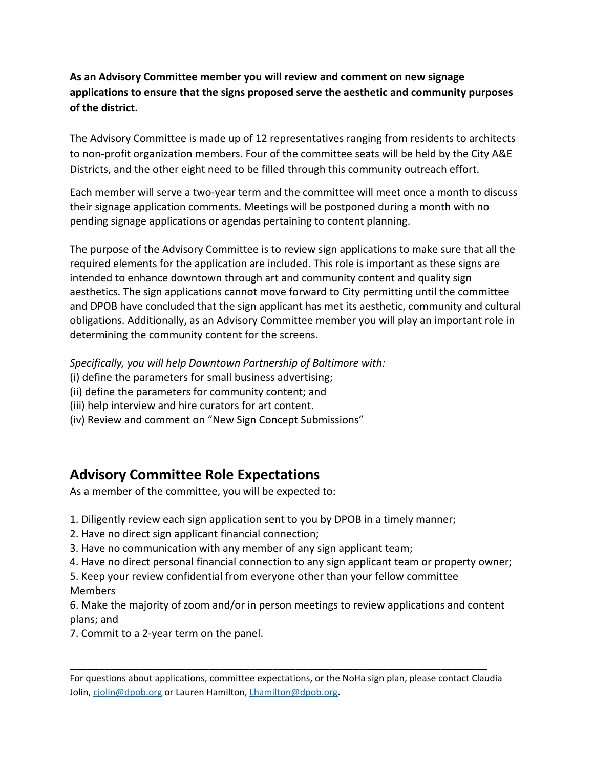**As an Advisory Committee member you will review and comment on new signage applications to ensure that the signs proposed serve the aesthetic and community purposes of the district.**

The Advisory Committee is made up of 12 representatives ranging from residents to architects to non-profit organization members. Four of the committee seats will be held by the City A&E Districts, and the other eight need to be filled through this community outreach effort.

Each member will serve a two-year term and the committee will meet once a month to discuss their signage application comments. Meetings will be postponed during a month with no pending signage applications or agendas pertaining to content planning.

The purpose of the Advisory Committee is to review sign applications to make sure that all the required elements for the application are included. This role is important as these signs are intended to enhance downtown through art and community content and quality sign aesthetics. The sign applications cannot move forward to City permitting until the committee and DPOB have concluded that the sign applicant has met its aesthetic, community and cultural obligations. Additionally, as an Advisory Committee member you will play an important role in determining the community content for the screens.

*Specifically, you will help Downtown Partnership of Baltimore with:*

(i) define the parameters for small business advertising;
(ii) define the parameters for community content; and
(iii) help interview and hire curators for art content.
(iv) Review and comment on "New Sign Concept Submissions"

## Advisory Committee Role Expectations

As a member of the committee, you will be expected to:

1. Diligently review each sign application sent to you by DPOB in a timely manner;
2. Have no direct sign applicant financial connection;
3. Have no communication with any member of any sign applicant team;
4. Have no direct personal financial connection to any sign applicant team or property owner;
5. Keep your review confidential from everyone other than your fellow committee Members
6. Make the majority of zoom and/or in person meetings to review applications and content plans; and
7. Commit to a 2-year term on the panel.

---

For questions about applications, committee expectations, or the NoHa sign plan, please contact Claudia Jolin, cjolin@dpob.org or Lauren Hamilton, Lhamilton@dpob.org.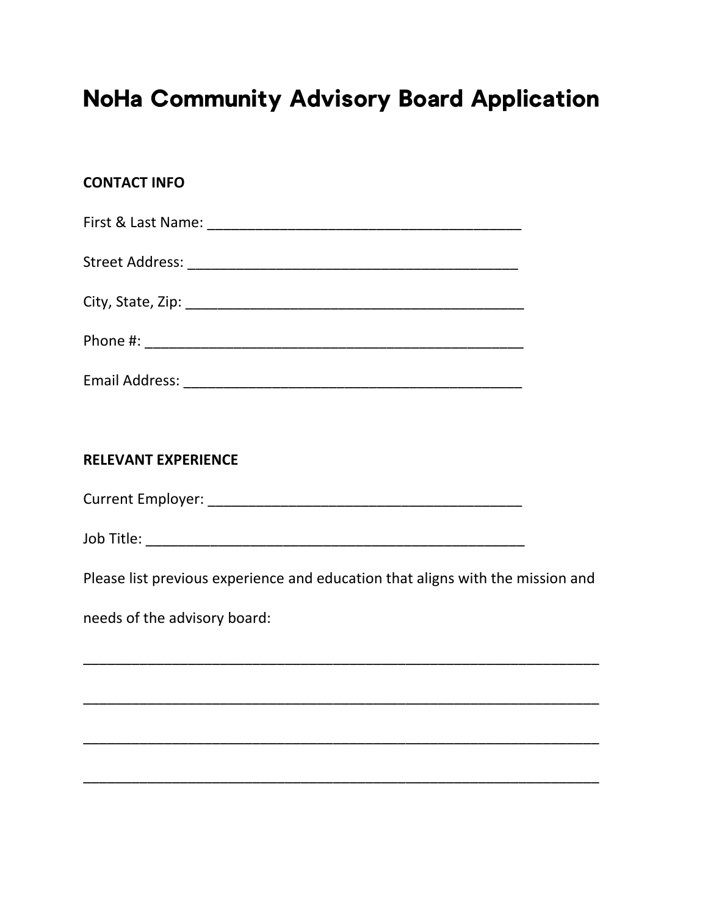# NoHa Community Advisory Board Application

**CONTACT INFO**

First & Last Name: ________________________________________

Street Address: __________________________________________

City, State, Zip: __________________________________________

Phone #: _______________________________________________

Email Address: ___________________________________________

**RELEVANT EXPERIENCE**

Current Employer: ________________________________________

Job Title: _______________________________________________

Please list previous experience and education that aligns with the mission and needs of the advisory board:

__________________________________________________________________

__________________________________________________________________

__________________________________________________________________

__________________________________________________________________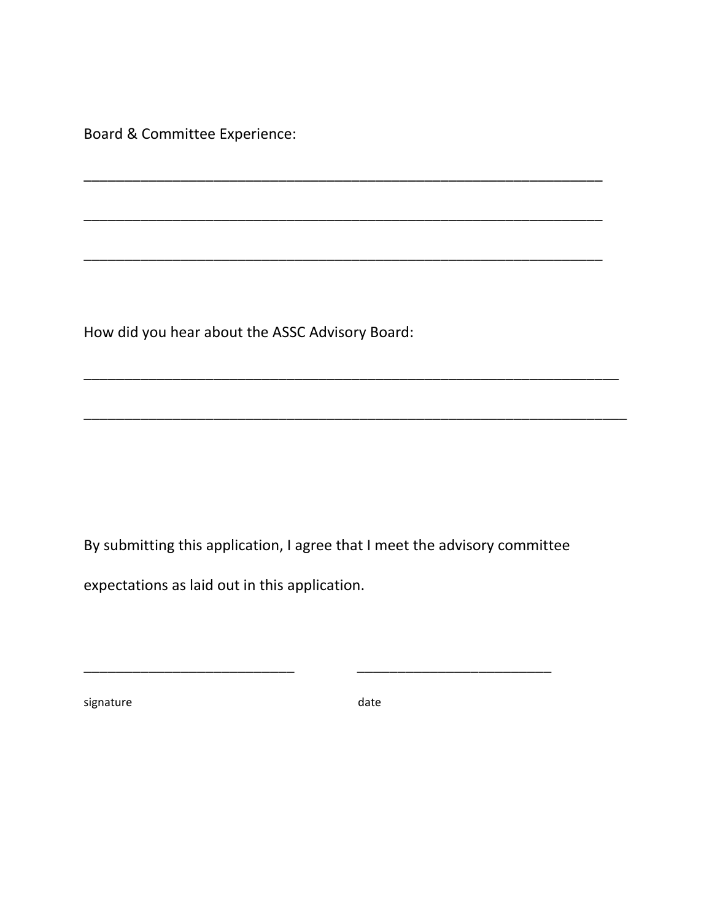Board & Committee Experience:

______________________________________________________________________

______________________________________________________________________

______________________________________________________________________

How did you hear about the ASSC Advisory Board:

______________________________________________________________________

______________________________________________________________________

By submitting this application, I agree that I meet the advisory committee expectations as laid out in this application.

____________________________ ____________________________

signature date